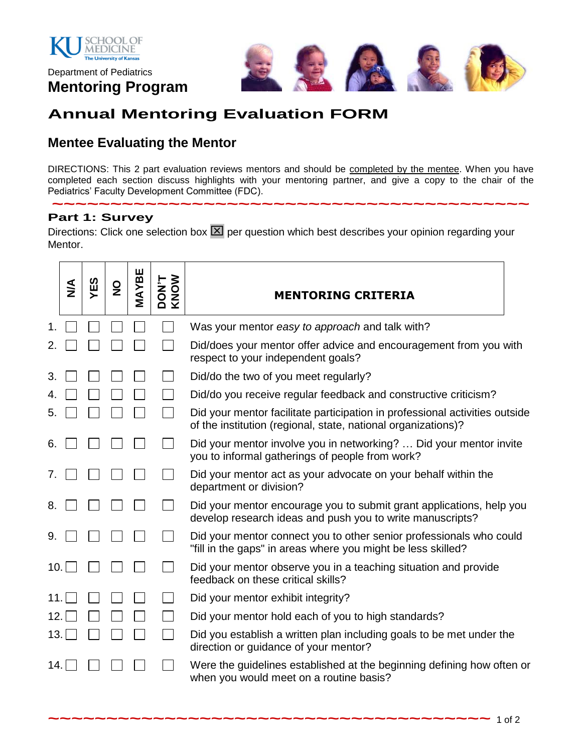Department of Pediatrics

**Mentoring Program**

# Annual Mentoring Evaluation FORM

## Mentee Evaluating the Mentor

DIRECTIONS: This 2 part evaluation reviews mentors and should be completed by the mentee. When you have completed each section discuss highlights with your mentoring partner, and give a copy to the chair of the Pediatrics' Faculty Development Committee (FDC).

### Part 1: Survey

Directions: Click one selection box ☒ per question which best describes your opinion regarding your Mentor.

| # | N/A | YES | NO | MAYBE | DON'T KNOW | MENTORING CRITERIA |
|---|---|---|---|---|---|---|
| 1. | ☐ | ☐ | ☐ | ☐ | ☐ | Was your mentor *easy to approach* and talk with? |
| 2. | ☐ | ☐ | ☐ | ☐ | ☐ | Did/does your mentor offer advice and encouragement from you with respect to your independent goals? |
| 3. | ☐ | ☐ | ☐ | ☐ | ☐ | Did/do the two of you meet regularly? |
| 4. | ☐ | ☐ | ☐ | ☐ | ☐ | Did/do you receive regular feedback and constructive criticism? |
| 5. | ☐ | ☐ | ☐ | ☐ | ☐ | Did your mentor facilitate participation in professional activities outside of the institution (regional, state, national organizations)? |
| 6. | ☐ | ☐ | ☐ | ☐ | ☐ | Did your mentor involve you in networking? … Did your mentor invite you to informal gatherings of people from work? |
| 7. | ☐ | ☐ | ☐ | ☐ | ☐ | Did your mentor act as your advocate on your behalf within the department or division? |
| 8. | ☐ | ☐ | ☐ | ☐ | ☐ | Did your mentor encourage you to submit grant applications, help you develop research ideas and push you to write manuscripts? |
| 9. | ☐ | ☐ | ☐ | ☐ | ☐ | Did your mentor connect you to other senior professionals who could "fill in the gaps" in areas where you might be less skilled? |
| 10. | ☐ | ☐ | ☐ | ☐ | ☐ | Did your mentor observe you in a teaching situation and provide feedback on these critical skills? |
| 11. | ☐ | ☐ | ☐ | ☐ | ☐ | Did your mentor exhibit integrity? |
| 12. | ☐ | ☐ | ☐ | ☐ | ☐ | Did your mentor hold each of you to high standards? |
| 13. | ☐ | ☐ | ☐ | ☐ | ☐ | Did you establish a written plan including goals to be met under the direction or guidance of your mentor? |
| 14. | ☐ | ☐ | ☐ | ☐ | ☐ | Were the guidelines established at the beginning defining how often or when you would meet on a routine basis? |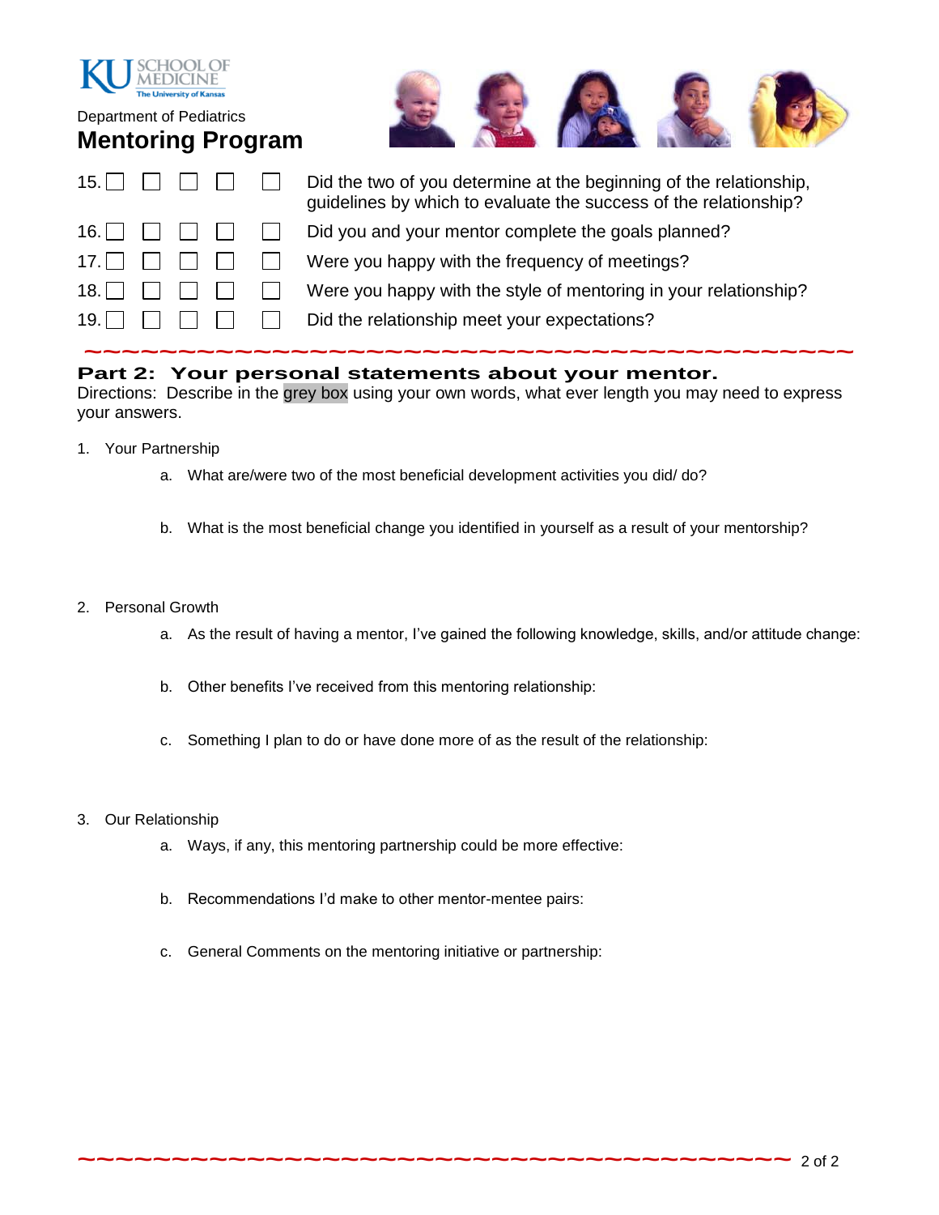Department of Pediatrics

# Mentoring Program

| | | | | | |
|---|---|---|---|---|---|
| 15. ☐ | ☐ | ☐ | ☐ | ☐ | Did the two of you determine at the beginning of the relationship, guidelines by which to evaluate the success of the relationship? |
| 16. ☐ | ☐ | ☐ | ☐ | ☐ | Did you and your mentor complete the goals planned? |
| 17. ☐ | ☐ | ☐ | ☐ | ☐ | Were you happy with the frequency of meetings? |
| 18. ☐ | ☐ | ☐ | ☐ | ☐ | Were you happy with the style of mentoring in your relationship? |
| 19. ☐ | ☐ | ☐ | ☐ | ☐ | Did the relationship meet your expectations? |

## Part 2: Your personal statements about your mentor.

Directions: Describe in the grey box using your own words, what ever length you may need to express your answers.

1. Your Partnership
   a. What are/were two of the most beneficial development activities you did/ do?

   b. What is the most beneficial change you identified in yourself as a result of your mentorship?

2. Personal Growth
   a. As the result of having a mentor, I've gained the following knowledge, skills, and/or attitude change:

   b. Other benefits I've received from this mentoring relationship:

   c. Something I plan to do or have done more of as the result of the relationship:

3. Our Relationship
   a. Ways, if any, this mentoring partnership could be more effective:

   b. Recommendations I'd make to other mentor-mentee pairs:

   c. General Comments on the mentoring initiative or partnership: